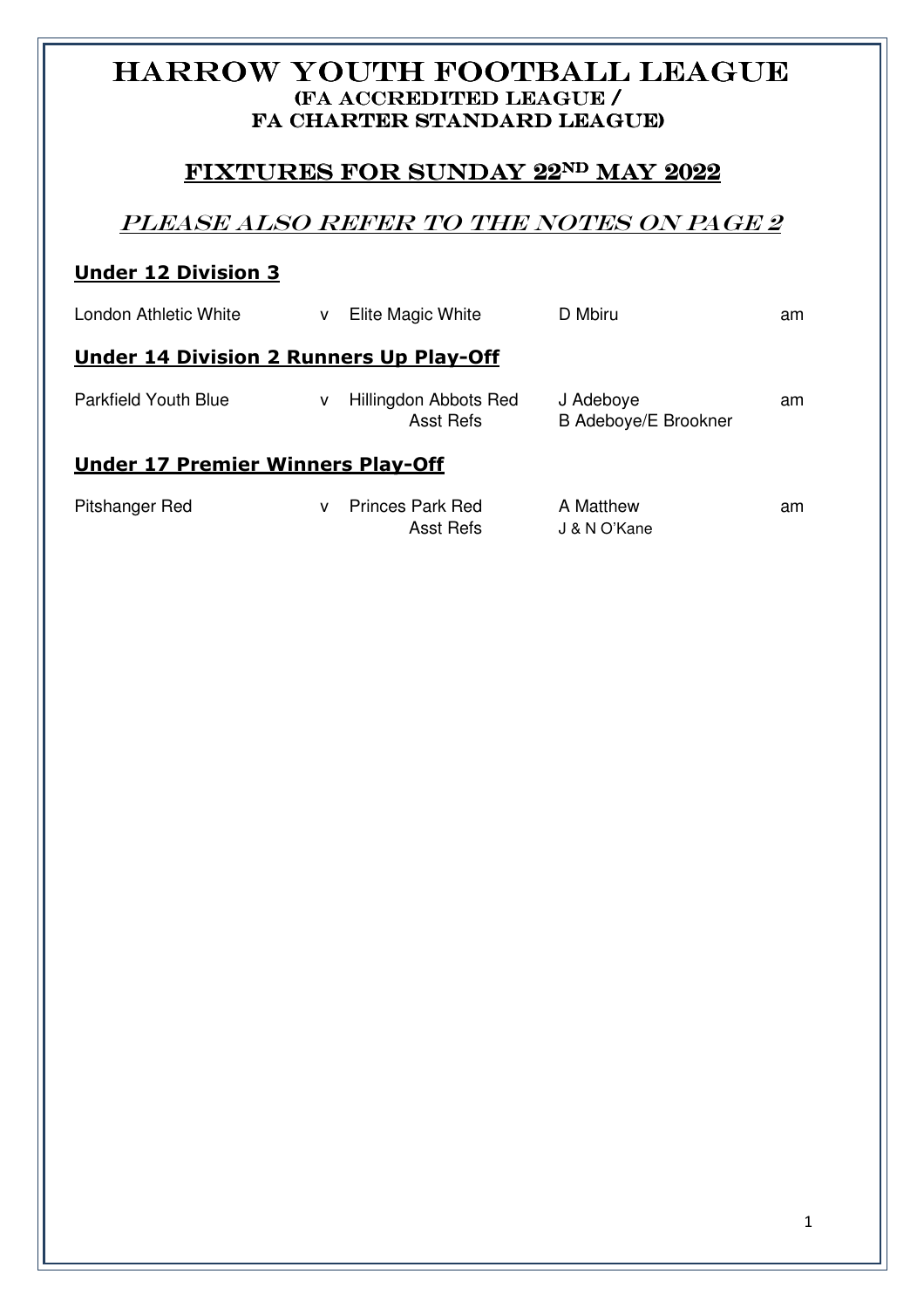# HARROW YOUTH FOOTBALL LEAGUE
## (FA ACCREDITED LEAGUE / FA CHARTER STANDARD LEAGUE)

## FIXTURES FOR SUNDAY 22ND MAY 2022

### *PLEASE ALSO REFER TO THE NOTES ON PAGE 2*

### Under 12 Division 3

| | | | | |
|---|---|---|---|---|
| London Athletic White | v | Elite Magic White | D Mbiru | am |

### Under 14 Division 2 Runners Up Play-Off

| | | | | |
|---|---|---|---|---|
| Parkfield Youth Blue | v | Hillingdon Abbots Red | J Adeboye | am |
| | | Asst Refs | B Adeboye/E Brookner | |

### Under 17 Premier Winners Play-Off

| | | | | |
|---|---|---|---|---|
| Pitshanger Red | v | Princes Park Red | A Matthew | am |
| | | Asst Refs | J & N O'Kane | |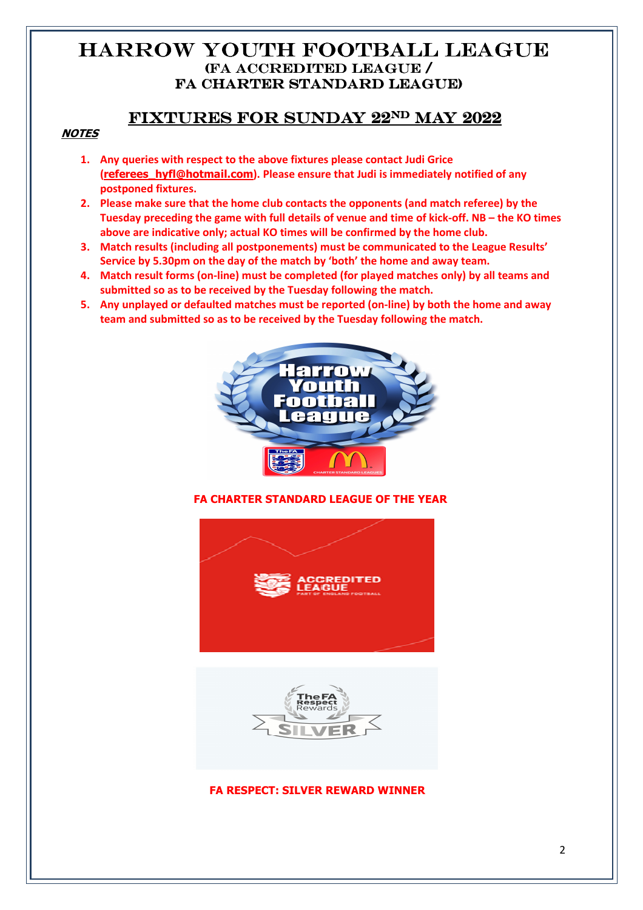# HARROW YOUTH FOOTBALL LEAGUE

## (FA ACCREDITED LEAGUE / FA CHARTER STANDARD LEAGUE)

## FIXTURES FOR SUNDAY 22ND MAY 2022

***NOTES***

1. **Any queries with respect to the above fixtures please contact Judi Grice (referees_hyfl@hotmail.com). Please ensure that Judi is immediately notified of any postponed fixtures.**
2. **Please make sure that the home club contacts the opponents (and match referee) by the Tuesday preceding the game with full details of venue and time of kick-off. NB – the KO times above are indicative only; actual KO times will be confirmed by the home club.**
3. **Match results (including all postponements) must be communicated to the League Results' Service by 5.30pm on the day of the match by 'both' the home and away team.**
4. **Match result forms (on-line) must be completed (for played matches only) by all teams and submitted so as to be received by the Tuesday following the match.**
5. **Any unplayed or defaulted matches must be reported (on-line) by both the home and away team and submitted so as to be received by the Tuesday following the match.**

**FA CHARTER STANDARD LEAGUE OF THE YEAR**

**FA RESPECT: SILVER REWARD WINNER**